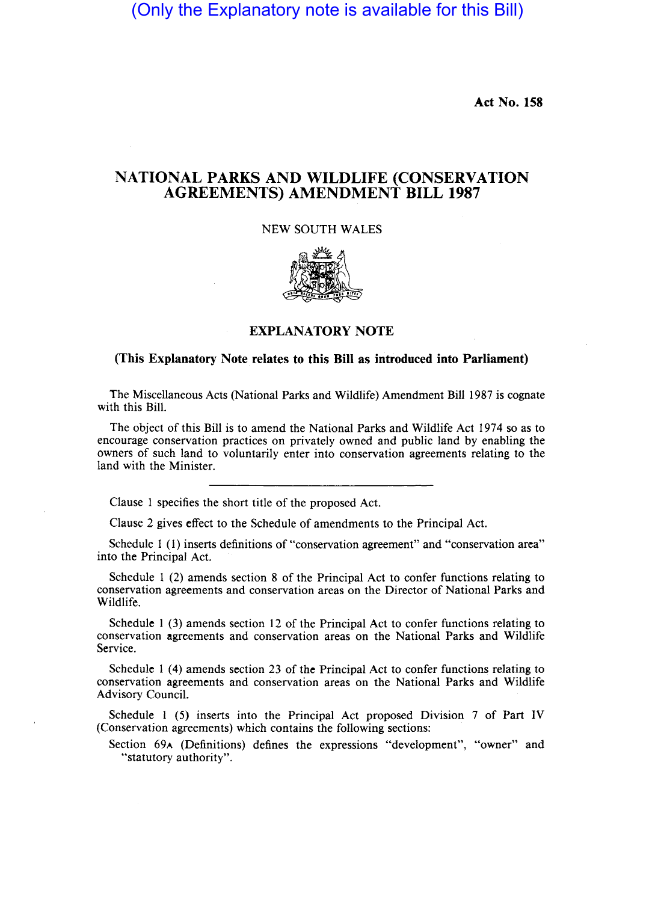(Only the Explanatory note is available for this Bill)

**Act No. 158**

# NATIONAL PARKS AND WILDLIFE (CONSERVATION AGREEMENTS) AMENDMENT BILL 1987

NEW SOUTH WALES

## EXPLANATORY NOTE

**(This Explanatory Note relates to this Bill as introduced into Parliament)**

The Miscellaneous Acts (National Parks and Wildlife) Amendment Bill 1987 is cognate with this Bill.

The object of this Bill is to amend the National Parks and Wildlife Act 1974 so as to encourage conservation practices on privately owned and public land by enabling the owners of such land to voluntarily enter into conservation agreements relating to the land with the Minister.

---

Clause 1 specifies the short title of the proposed Act.

Clause 2 gives effect to the Schedule of amendments to the Principal Act.

Schedule 1 (1) inserts definitions of "conservation agreement" and "conservation area" into the Principal Act.

Schedule 1 (2) amends section 8 of the Principal Act to confer functions relating to conservation agreements and conservation areas on the Director of National Parks and Wildlife.

Schedule 1 (3) amends section 12 of the Principal Act to confer functions relating to conservation agreements and conservation areas on the National Parks and Wildlife Service.

Schedule 1 (4) amends section 23 of the Principal Act to confer functions relating to conservation agreements and conservation areas on the National Parks and Wildlife Advisory Council.

Schedule 1 (5) inserts into the Principal Act proposed Division 7 of Part IV (Conservation agreements) which contains the following sections:

Section 69A (Definitions) defines the expressions "development", "owner" and "statutory authority".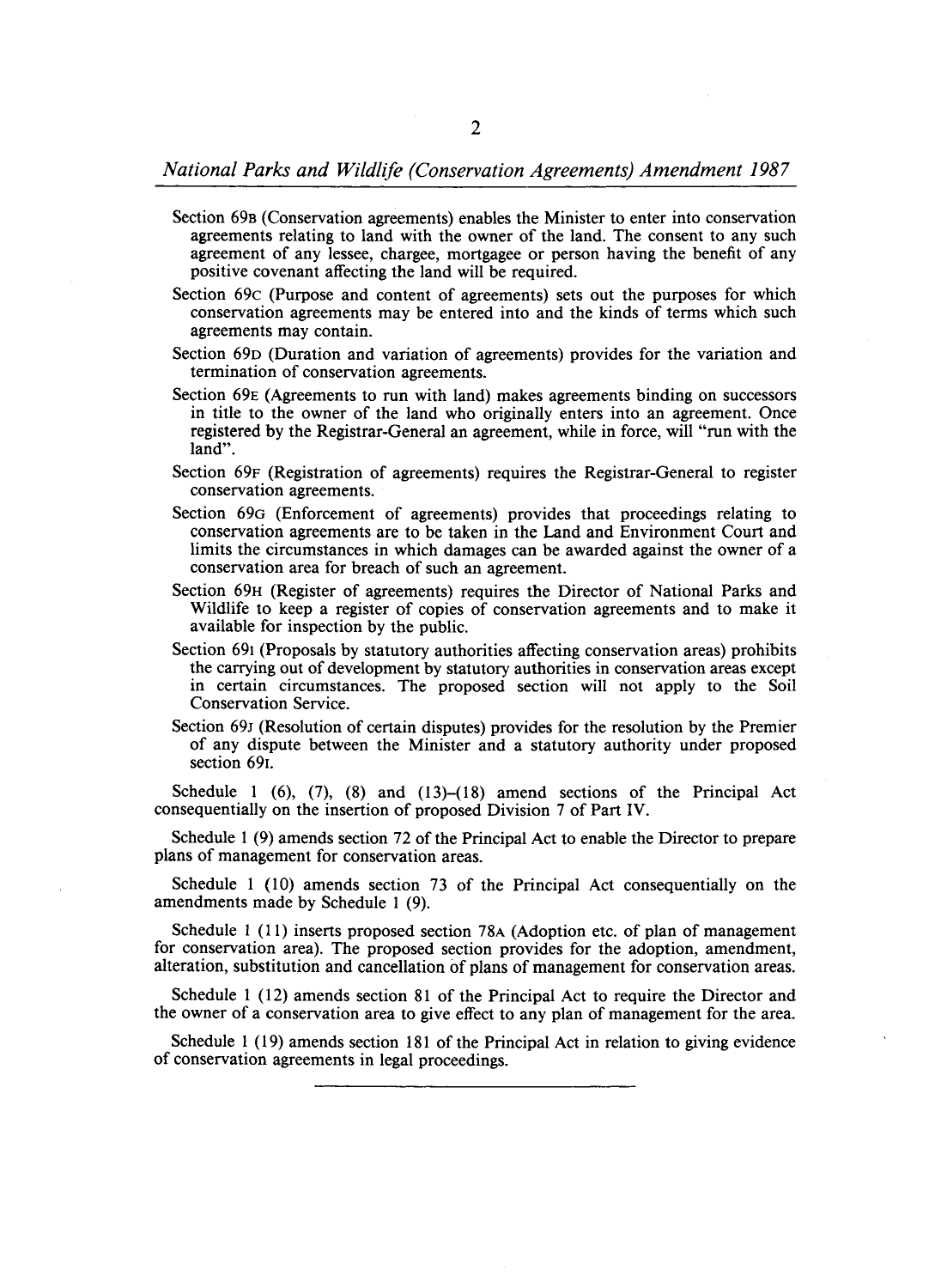Section 69B (Conservation agreements) enables the Minister to enter into conservation agreements relating to land with the owner of the land. The consent to any such agreement of any lessee, chargee, mortgagee or person having the benefit of any positive covenant affecting the land will be required.

Section 69C (Purpose and content of agreements) sets out the purposes for which conservation agreements may be entered into and the kinds of terms which such agreements may contain.

Section 69D (Duration and variation of agreements) provides for the variation and termination of conservation agreements.

Section 69E (Agreements to run with land) makes agreements binding on successors in title to the owner of the land who originally enters into an agreement. Once registered by the Registrar-General an agreement, while in force, will "run with the land".

Section 69F (Registration of agreements) requires the Registrar-General to register conservation agreements.

Section 69G (Enforcement of agreements) provides that proceedings relating to conservation agreements are to be taken in the Land and Environment Court and limits the circumstances in which damages can be awarded against the owner of a conservation area for breach of such an agreement.

Section 69H (Register of agreements) requires the Director of National Parks and Wildlife to keep a register of copies of conservation agreements and to make it available for inspection by the public.

Section 69I (Proposals by statutory authorities affecting conservation areas) prohibits the carrying out of development by statutory authorities in conservation areas except in certain circumstances. The proposed section will not apply to the Soil Conservation Service.

Section 69J (Resolution of certain disputes) provides for the resolution by the Premier of any dispute between the Minister and a statutory authority under proposed section 69I.

Schedule 1 (6), (7), (8) and (13)–(18) amend sections of the Principal Act consequentially on the insertion of proposed Division 7 of Part IV.

Schedule 1 (9) amends section 72 of the Principal Act to enable the Director to prepare plans of management for conservation areas.

Schedule 1 (10) amends section 73 of the Principal Act consequentially on the amendments made by Schedule 1 (9).

Schedule 1 (11) inserts proposed section 78A (Adoption etc. of plan of management for conservation area). The proposed section provides for the adoption, amendment, alteration, substitution and cancellation of plans of management for conservation areas.

Schedule 1 (12) amends section 81 of the Principal Act to require the Director and the owner of a conservation area to give effect to any plan of management for the area.

Schedule 1 (19) amends section 181 of the Principal Act in relation to giving evidence of conservation agreements in legal proceedings.